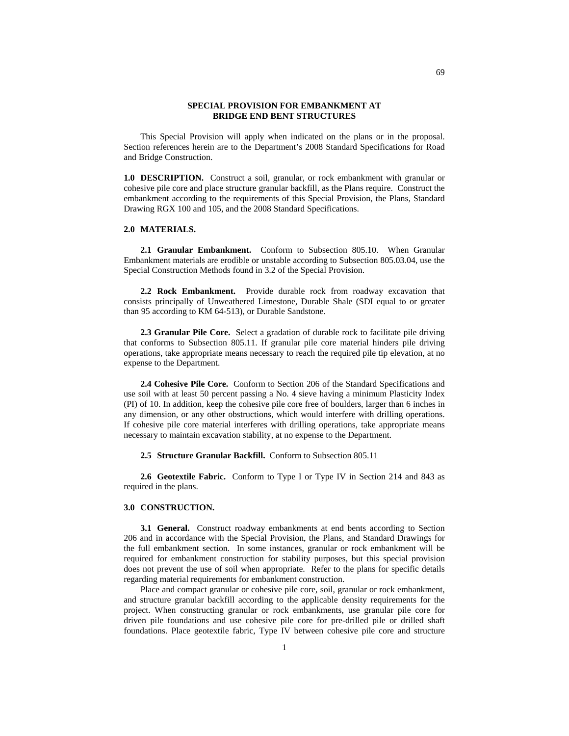# SPECIAL PROVISION FOR EMBANKMENT AT BRIDGE END BENT STRUCTURES

This Special Provision will apply when indicated on the plans or in the proposal. Section references herein are to the Department's 2008 Standard Specifications for Road and Bridge Construction.

**1.0 DESCRIPTION.** Construct a soil, granular, or rock embankment with granular or cohesive pile core and place structure granular backfill, as the Plans require. Construct the embankment according to the requirements of this Special Provision, the Plans, Standard Drawing RGX 100 and 105, and the 2008 Standard Specifications.

**2.0 MATERIALS.**

**2.1 Granular Embankment.** Conform to Subsection 805.10. When Granular Embankment materials are erodible or unstable according to Subsection 805.03.04, use the Special Construction Methods found in 3.2 of the Special Provision.

**2.2 Rock Embankment.** Provide durable rock from roadway excavation that consists principally of Unweathered Limestone, Durable Shale (SDI equal to or greater than 95 according to KM 64-513), or Durable Sandstone.

**2.3 Granular Pile Core.** Select a gradation of durable rock to facilitate pile driving that conforms to Subsection 805.11. If granular pile core material hinders pile driving operations, take appropriate means necessary to reach the required pile tip elevation, at no expense to the Department.

**2.4 Cohesive Pile Core.** Conform to Section 206 of the Standard Specifications and use soil with at least 50 percent passing a No. 4 sieve having a minimum Plasticity Index (PI) of 10. In addition, keep the cohesive pile core free of boulders, larger than 6 inches in any dimension, or any other obstructions, which would interfere with drilling operations. If cohesive pile core material interferes with drilling operations, take appropriate means necessary to maintain excavation stability, at no expense to the Department.

**2.5 Structure Granular Backfill.** Conform to Subsection 805.11

**2.6 Geotextile Fabric.** Conform to Type I or Type IV in Section 214 and 843 as required in the plans.

**3.0 CONSTRUCTION.**

**3.1 General.** Construct roadway embankments at end bents according to Section 206 and in accordance with the Special Provision, the Plans, and Standard Drawings for the full embankment section. In some instances, granular or rock embankment will be required for embankment construction for stability purposes, but this special provision does not prevent the use of soil when appropriate. Refer to the plans for specific details regarding material requirements for embankment construction.

Place and compact granular or cohesive pile core, soil, granular or rock embankment, and structure granular backfill according to the applicable density requirements for the project. When constructing granular or rock embankments, use granular pile core for driven pile foundations and use cohesive pile core for pre-drilled pile or drilled shaft foundations. Place geotextile fabric, Type IV between cohesive pile core and structure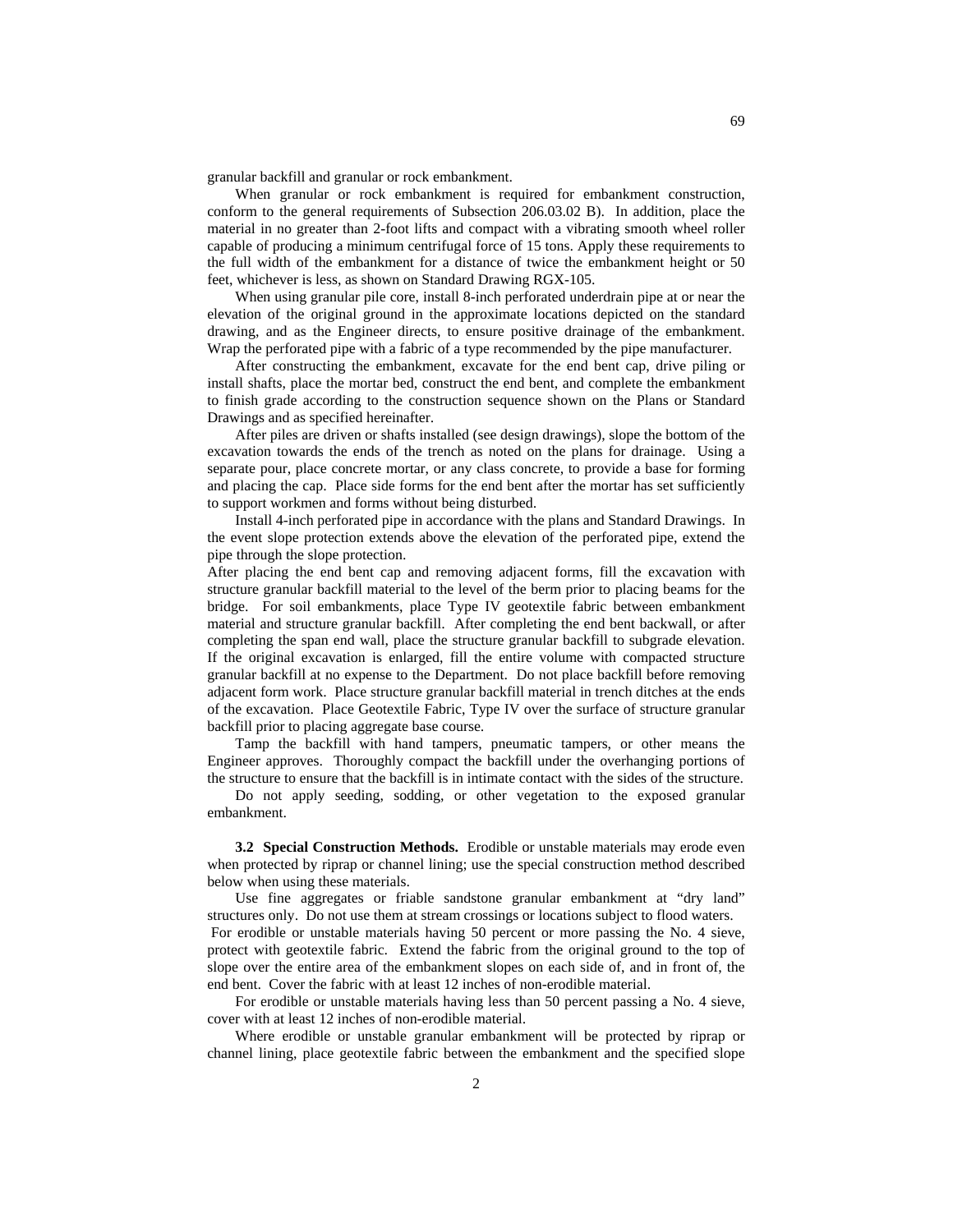granular backfill and granular or rock embankment.

When granular or rock embankment is required for embankment construction, conform to the general requirements of Subsection 206.03.02 B). In addition, place the material in no greater than 2-foot lifts and compact with a vibrating smooth wheel roller capable of producing a minimum centrifugal force of 15 tons. Apply these requirements to the full width of the embankment for a distance of twice the embankment height or 50 feet, whichever is less, as shown on Standard Drawing RGX-105.

When using granular pile core, install 8-inch perforated underdrain pipe at or near the elevation of the original ground in the approximate locations depicted on the standard drawing, and as the Engineer directs, to ensure positive drainage of the embankment. Wrap the perforated pipe with a fabric of a type recommended by the pipe manufacturer.

After constructing the embankment, excavate for the end bent cap, drive piling or install shafts, place the mortar bed, construct the end bent, and complete the embankment to finish grade according to the construction sequence shown on the Plans or Standard Drawings and as specified hereinafter.

After piles are driven or shafts installed (see design drawings), slope the bottom of the excavation towards the ends of the trench as noted on the plans for drainage. Using a separate pour, place concrete mortar, or any class concrete, to provide a base for forming and placing the cap. Place side forms for the end bent after the mortar has set sufficiently to support workmen and forms without being disturbed.

Install 4-inch perforated pipe in accordance with the plans and Standard Drawings. In the event slope protection extends above the elevation of the perforated pipe, extend the pipe through the slope protection.

After placing the end bent cap and removing adjacent forms, fill the excavation with structure granular backfill material to the level of the berm prior to placing beams for the bridge. For soil embankments, place Type IV geotextile fabric between embankment material and structure granular backfill. After completing the end bent backwall, or after completing the span end wall, place the structure granular backfill to subgrade elevation. If the original excavation is enlarged, fill the entire volume with compacted structure granular backfill at no expense to the Department. Do not place backfill before removing adjacent form work. Place structure granular backfill material in trench ditches at the ends of the excavation. Place Geotextile Fabric, Type IV over the surface of structure granular backfill prior to placing aggregate base course.

Tamp the backfill with hand tampers, pneumatic tampers, or other means the Engineer approves. Thoroughly compact the backfill under the overhanging portions of the structure to ensure that the backfill is in intimate contact with the sides of the structure.

Do not apply seeding, sodding, or other vegetation to the exposed granular embankment.

**3.2 Special Construction Methods.** Erodible or unstable materials may erode even when protected by riprap or channel lining; use the special construction method described below when using these materials.

Use fine aggregates or friable sandstone granular embankment at "dry land" structures only. Do not use them at stream crossings or locations subject to flood waters.

For erodible or unstable materials having 50 percent or more passing the No. 4 sieve, protect with geotextile fabric. Extend the fabric from the original ground to the top of slope over the entire area of the embankment slopes on each side of, and in front of, the end bent. Cover the fabric with at least 12 inches of non-erodible material.

For erodible or unstable materials having less than 50 percent passing a No. 4 sieve, cover with at least 12 inches of non-erodible material.

Where erodible or unstable granular embankment will be protected by riprap or channel lining, place geotextile fabric between the embankment and the specified slope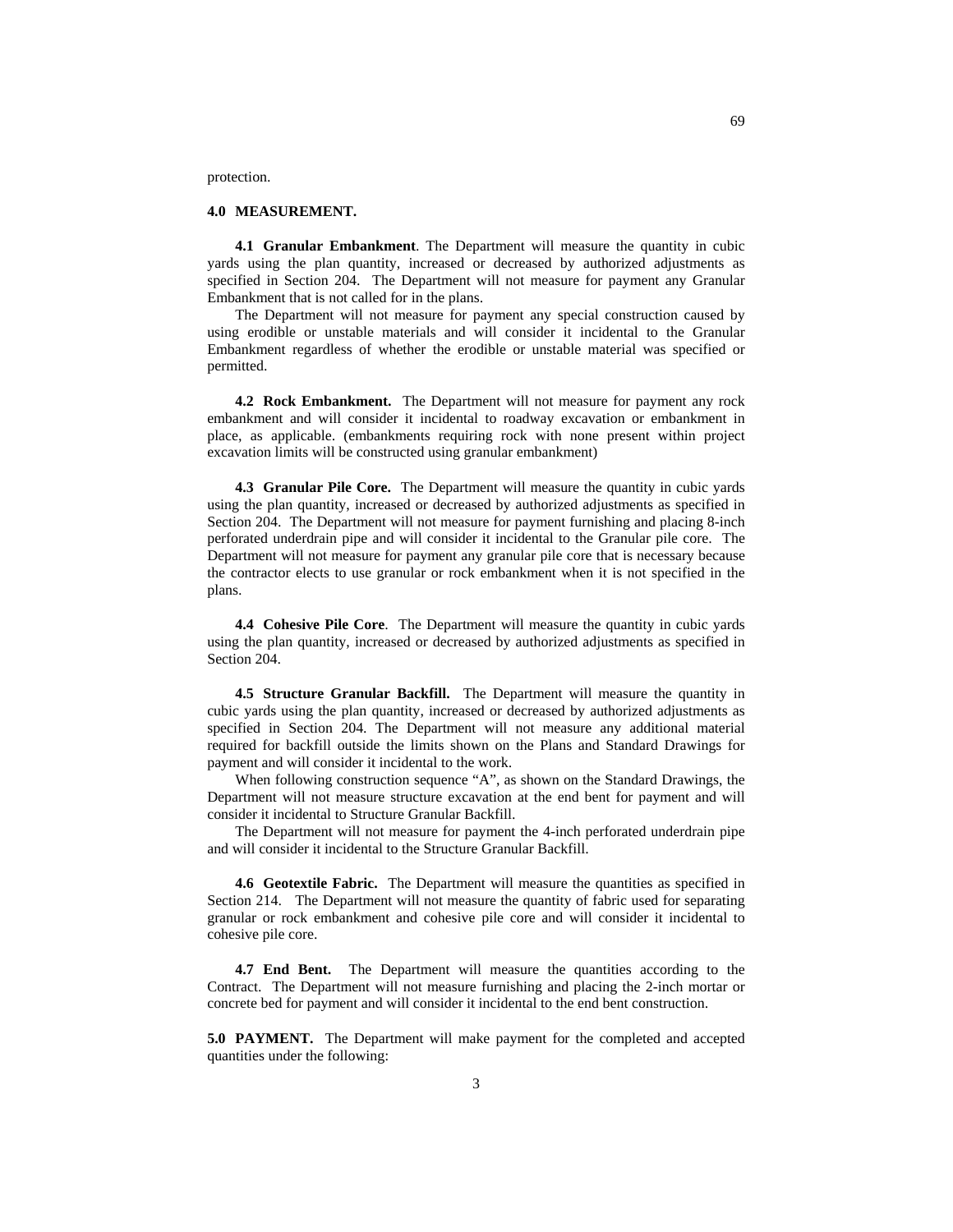protection.

**4.0 MEASUREMENT.**

**4.1 Granular Embankment**. The Department will measure the quantity in cubic yards using the plan quantity, increased or decreased by authorized adjustments as specified in Section 204. The Department will not measure for payment any Granular Embankment that is not called for in the plans.

The Department will not measure for payment any special construction caused by using erodible or unstable materials and will consider it incidental to the Granular Embankment regardless of whether the erodible or unstable material was specified or permitted.

**4.2 Rock Embankment.** The Department will not measure for payment any rock embankment and will consider it incidental to roadway excavation or embankment in place, as applicable. (embankments requiring rock with none present within project excavation limits will be constructed using granular embankment)

**4.3 Granular Pile Core.** The Department will measure the quantity in cubic yards using the plan quantity, increased or decreased by authorized adjustments as specified in Section 204. The Department will not measure for payment furnishing and placing 8-inch perforated underdrain pipe and will consider it incidental to the Granular pile core. The Department will not measure for payment any granular pile core that is necessary because the contractor elects to use granular or rock embankment when it is not specified in the plans.

**4.4 Cohesive Pile Core**. The Department will measure the quantity in cubic yards using the plan quantity, increased or decreased by authorized adjustments as specified in Section 204.

**4.5 Structure Granular Backfill.** The Department will measure the quantity in cubic yards using the plan quantity, increased or decreased by authorized adjustments as specified in Section 204. The Department will not measure any additional material required for backfill outside the limits shown on the Plans and Standard Drawings for payment and will consider it incidental to the work.

When following construction sequence "A", as shown on the Standard Drawings, the Department will not measure structure excavation at the end bent for payment and will consider it incidental to Structure Granular Backfill.

The Department will not measure for payment the 4-inch perforated underdrain pipe and will consider it incidental to the Structure Granular Backfill.

**4.6 Geotextile Fabric.** The Department will measure the quantities as specified in Section 214. The Department will not measure the quantity of fabric used for separating granular or rock embankment and cohesive pile core and will consider it incidental to cohesive pile core.

**4.7 End Bent.** The Department will measure the quantities according to the Contract. The Department will not measure furnishing and placing the 2-inch mortar or concrete bed for payment and will consider it incidental to the end bent construction.

**5.0 PAYMENT.** The Department will make payment for the completed and accepted quantities under the following: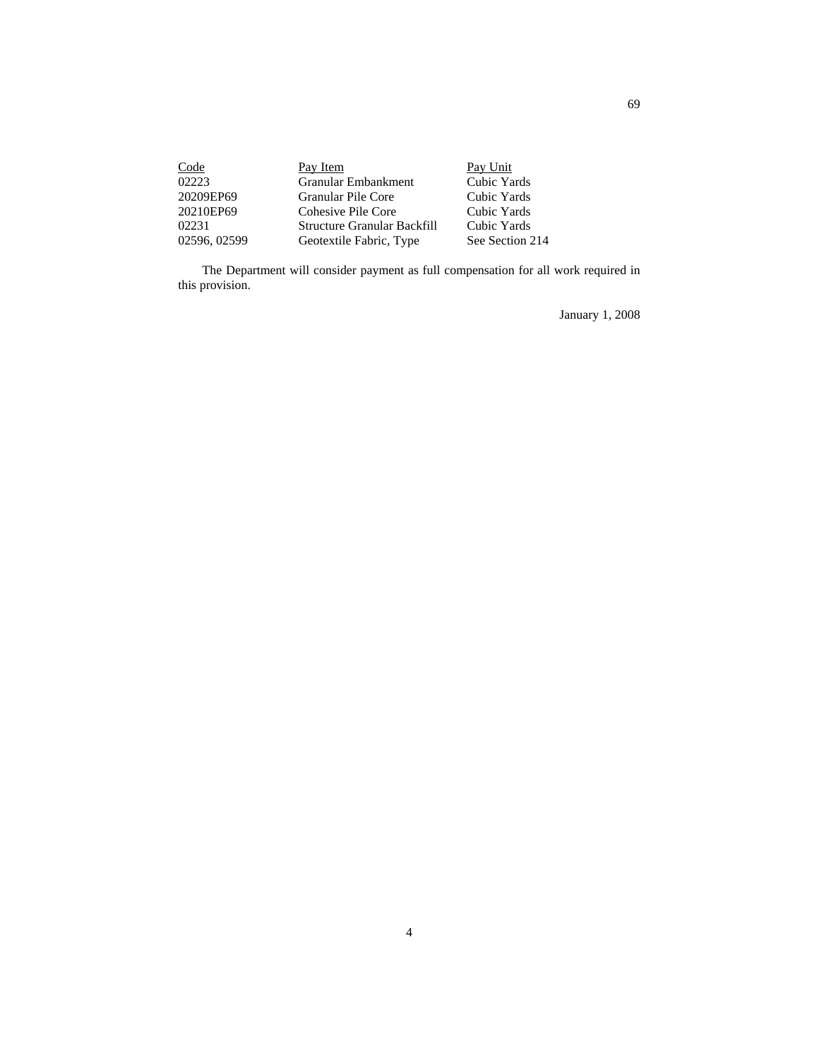| Code | Pay Item | Pay Unit |
|---|---|---|
| 02223 | Granular Embankment | Cubic Yards |
| 20209EP69 | Granular Pile Core | Cubic Yards |
| 20210EP69 | Cohesive Pile Core | Cubic Yards |
| 02231 | Structure Granular Backfill | Cubic Yards |
| 02596, 02599 | Geotextile Fabric, Type | See Section 214 |

The Department will consider payment as full compensation for all work required in this provision.

January 1, 2008